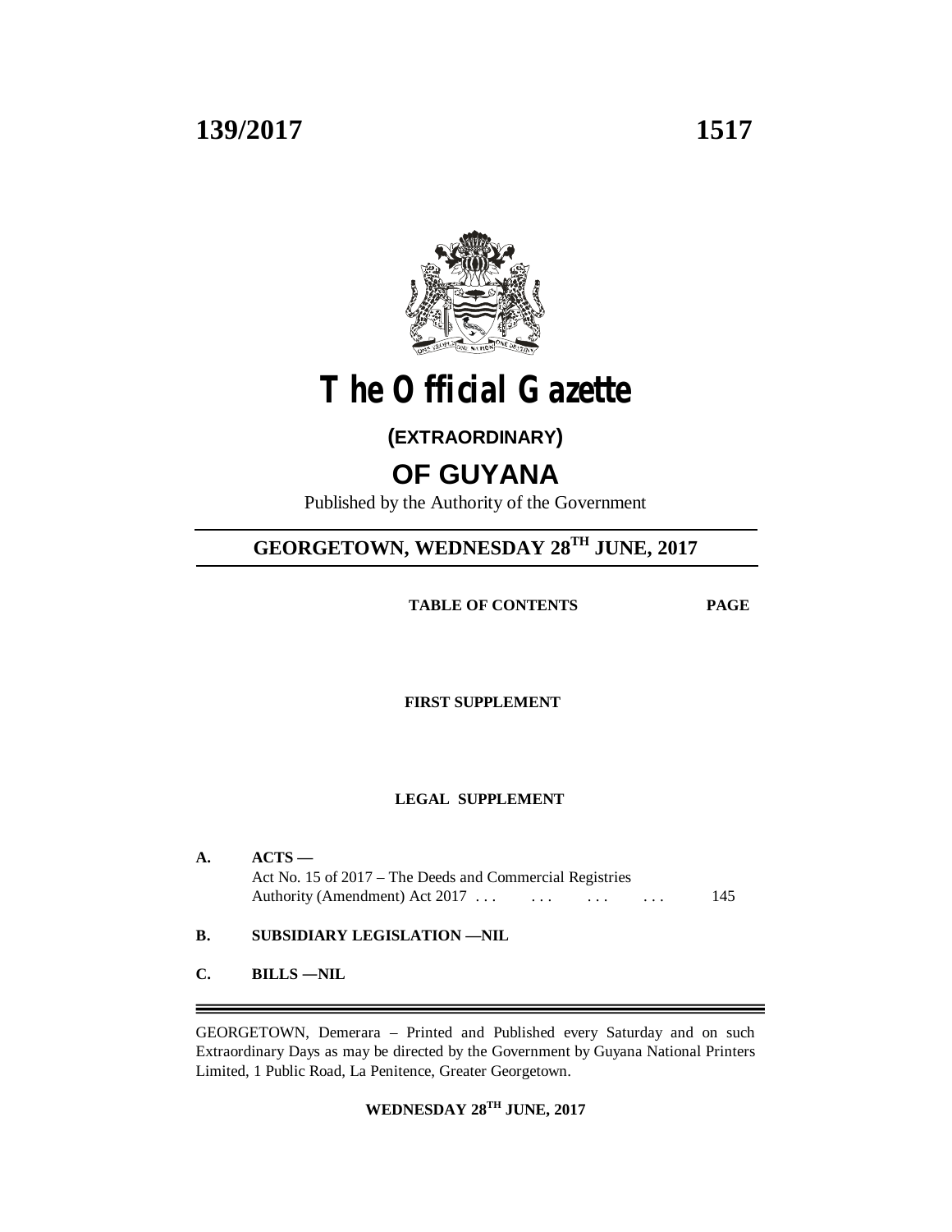139/2017 1517

# The Official Gazette

## (EXTRAORDINARY)

## OF GUYANA

Published by the Authority of the Government

### GEORGETOWN, WEDNESDAY 28TH JUNE, 2017

**TABLE OF CONTENTS** **PAGE**

**FIRST SUPPLEMENT**

**LEGAL SUPPLEMENT**

**A. ACTS —**

Act No. 15 of 2017 – The Deeds and Commercial Registries Authority (Amendment) Act 2017 . . . . . . . . . . . . 145

**B. SUBSIDIARY LEGISLATION —NIL**

**C. BILLS —NIL**

---

GEORGETOWN, Demerara – Printed and Published every Saturday and on such Extraordinary Days as may be directed by the Government by Guyana National Printers Limited, 1 Public Road, La Penitence, Greater Georgetown.

**WEDNESDAY 28TH JUNE, 2017**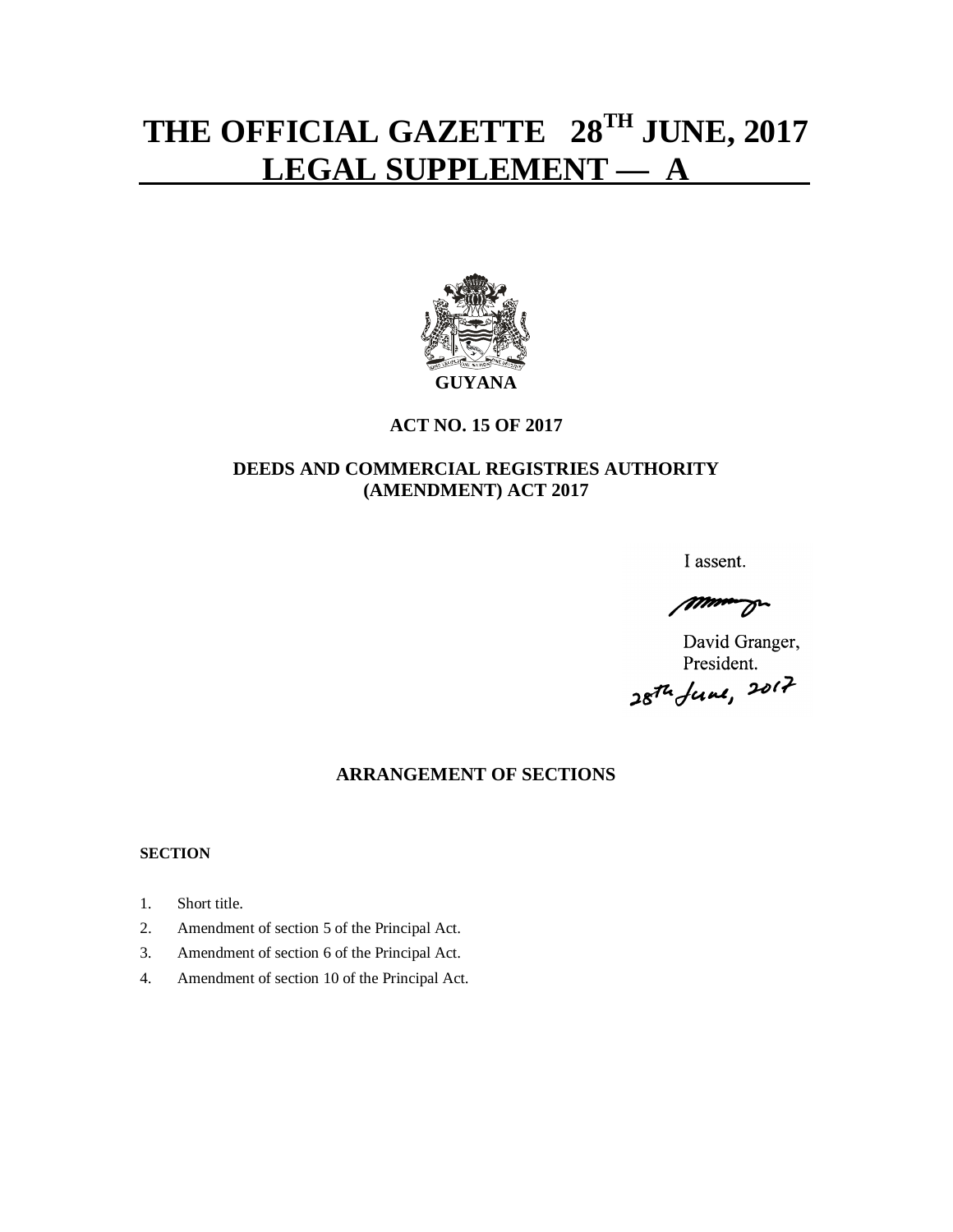# THE OFFICIAL GAZETTE 28TH JUNE, 2017
# LEGAL SUPPLEMENT — A

**GUYANA**

**ACT NO. 15 OF 2017**

**DEEDS AND COMMERCIAL REGISTRIES AUTHORITY (AMENDMENT) ACT 2017**

I assent.

David Granger,
President.
28th June, 2017

**ARRANGEMENT OF SECTIONS**

**SECTION**

1. Short title.
2. Amendment of section 5 of the Principal Act.
3. Amendment of section 6 of the Principal Act.
4. Amendment of section 10 of the Principal Act.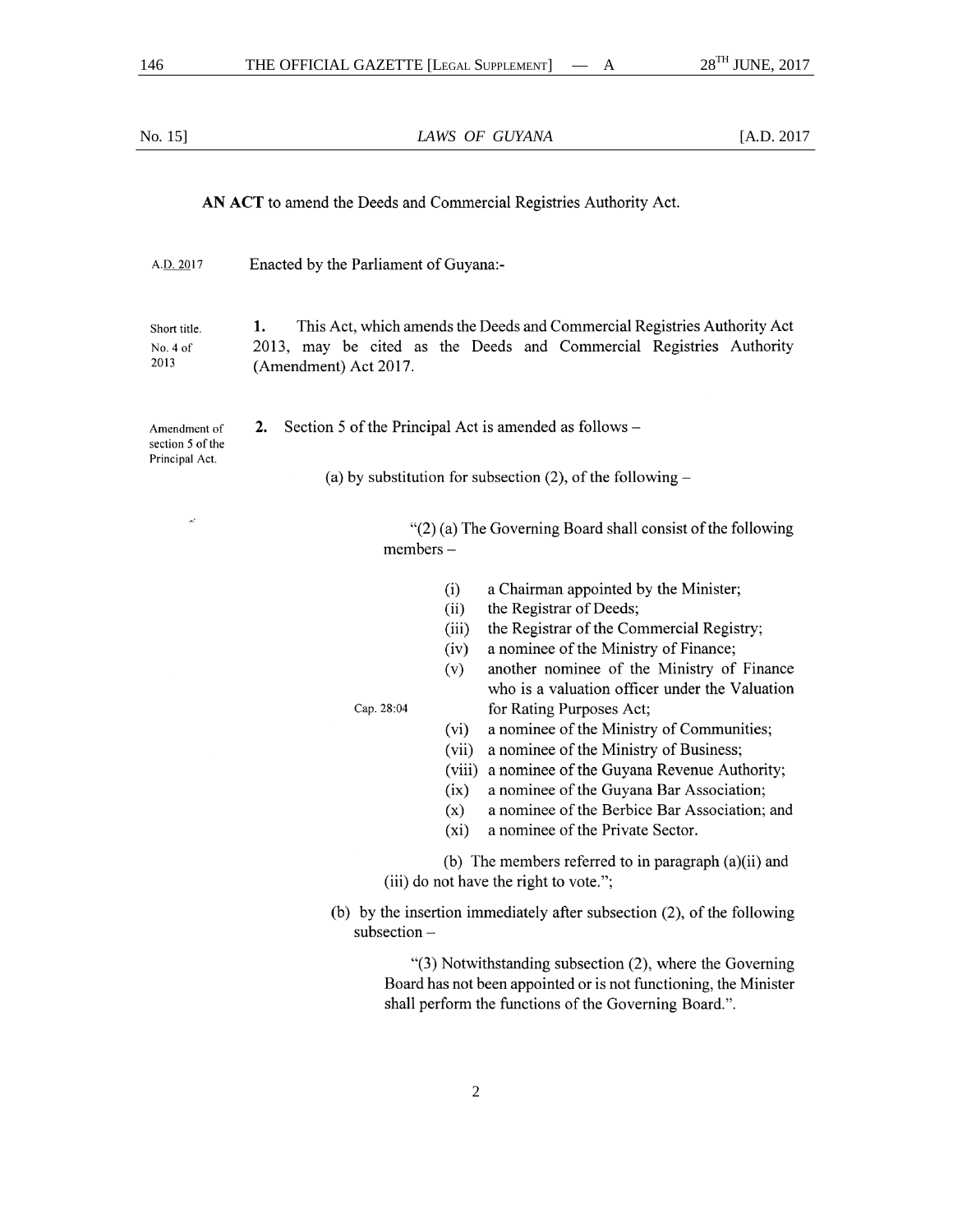No. 15] *LAWS OF GUYANA* [A.D. 2017

**AN ACT** to amend the Deeds and Commercial Registries Authority Act.

A.D. 2017

Enacted by the Parliament of Guyana:-

Short title.
No. 4 of 2013

**1.** This Act, which amends the Deeds and Commercial Registries Authority Act 2013, may be cited as the Deeds and Commercial Registries Authority (Amendment) Act 2017.

Amendment of section 5 of the Principal Act.

**2.** Section 5 of the Principal Act is amended as follows –

(a) by substitution for subsection (2), of the following –

"(2) (a) The Governing Board shall consist of the following members –

(i) a Chairman appointed by the Minister;
(ii) the Registrar of Deeds;
(iii) the Registrar of the Commercial Registry;
(iv) a nominee of the Ministry of Finance;
(v) another nominee of the Ministry of Finance who is a valuation officer under the Valuation for Rating Purposes Act; Cap. 28:04
(vi) a nominee of the Ministry of Communities;
(vii) a nominee of the Ministry of Business;
(viii) a nominee of the Guyana Revenue Authority;
(ix) a nominee of the Guyana Bar Association;
(x) a nominee of the Berbice Bar Association; and
(xi) a nominee of the Private Sector.

(b) The members referred to in paragraph (a)(ii) and (iii) do not have the right to vote.";

(b) by the insertion immediately after subsection (2), of the following subsection –

"(3) Notwithstanding subsection (2), where the Governing Board has not been appointed or is not functioning, the Minister shall perform the functions of the Governing Board.".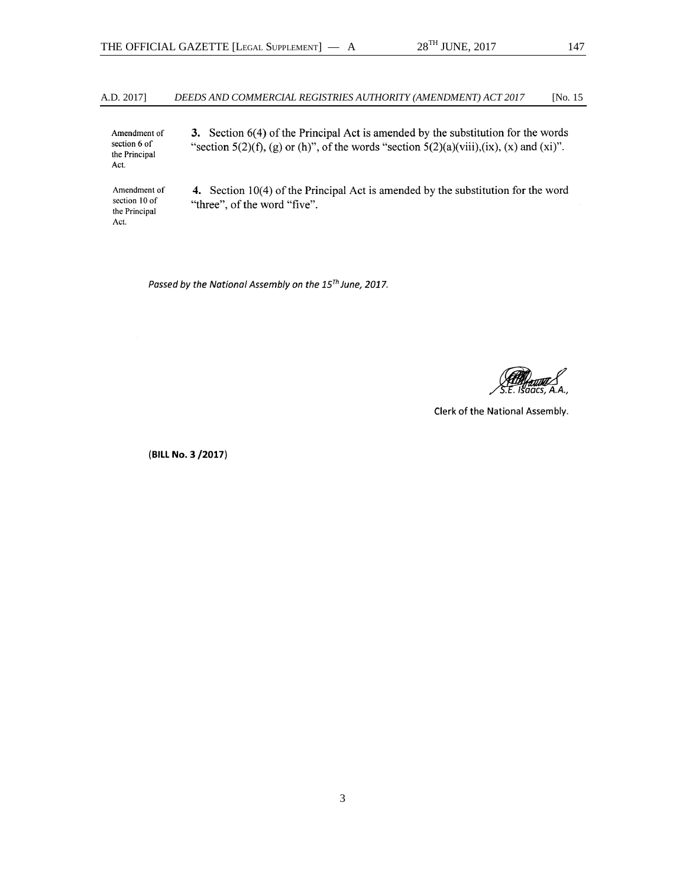Amendment of section 6 of the Principal Act.

**3.** Section 6(4) of the Principal Act is amended by the substitution for the words "section 5(2)(f), (g) or (h)", of the words "section 5(2)(a)(viii),(ix), (x) and (xi)".

Amendment of section 10 of the Principal Act.

**4.** Section 10(4) of the Principal Act is amended by the substitution for the word "three", of the word "five".

*Passed by the National Assembly on the 15[Th] June, 2017.*

*S.E. Isaacs, A.A.,*

Clerk of the National Assembly.

(**BILL No. 3 /2017**)